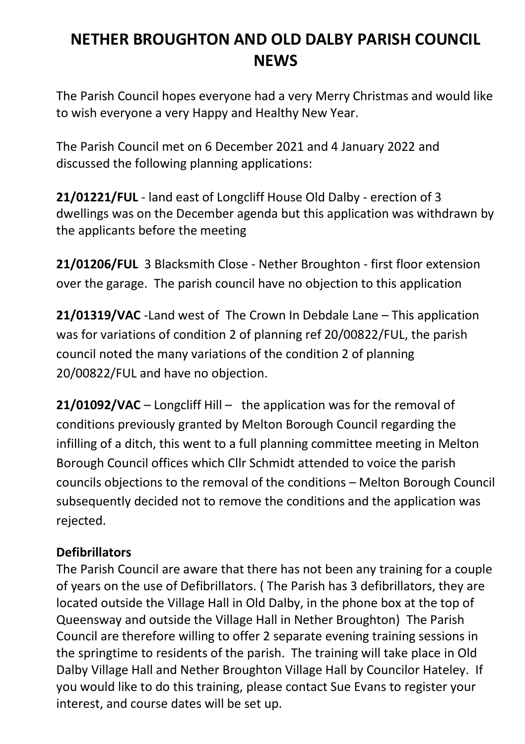# NETHER BROUGHTON AND OLD DALBY PARISH COUNCIL NEWS

The Parish Council hopes everyone had a very Merry Christmas and would like to wish everyone a very Happy and Healthy New Year.

The Parish Council met on 6 December 2021 and 4 January 2022 and discussed the following planning applications:

**21/01221/FUL** - land east of Longcliff House Old Dalby - erection of 3 dwellings was on the December agenda but this application was withdrawn by the applicants before the meeting

**21/01206/FUL** 3 Blacksmith Close - Nether Broughton - first floor extension over the garage. The parish council have no objection to this application

**21/01319/VAC** -Land west of The Crown In Debdale Lane – This application was for variations of condition 2 of planning ref 20/00822/FUL, the parish council noted the many variations of the condition 2 of planning 20/00822/FUL and have no objection.

**21/01092/VAC** – Longcliff Hill – the application was for the removal of conditions previously granted by Melton Borough Council regarding the infilling of a ditch, this went to a full planning committee meeting in Melton Borough Council offices which Cllr Schmidt attended to voice the parish councils objections to the removal of the conditions – Melton Borough Council subsequently decided not to remove the conditions and the application was rejected.

**Defibrillators**

The Parish Council are aware that there has not been any training for a couple of years on the use of Defibrillators. ( The Parish has 3 defibrillators, they are located outside the Village Hall in Old Dalby, in the phone box at the top of Queensway and outside the Village Hall in Nether Broughton) The Parish Council are therefore willing to offer 2 separate evening training sessions in the springtime to residents of the parish. The training will take place in Old Dalby Village Hall and Nether Broughton Village Hall by Councilor Hateley. If you would like to do this training, please contact Sue Evans to register your interest, and course dates will be set up.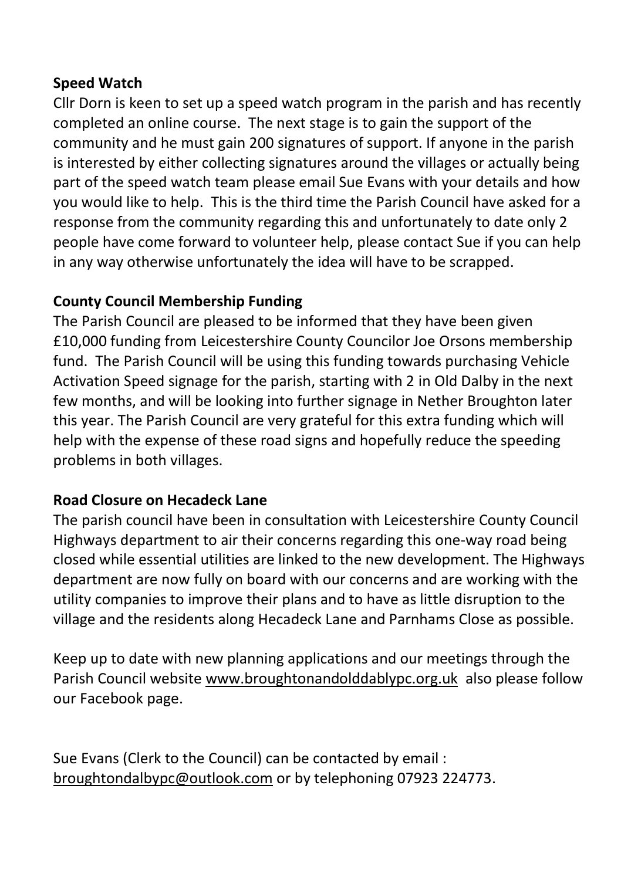**Speed Watch**

Cllr Dorn is keen to set up a speed watch program in the parish and has recently completed an online course. The next stage is to gain the support of the community and he must gain 200 signatures of support. If anyone in the parish is interested by either collecting signatures around the villages or actually being part of the speed watch team please email Sue Evans with your details and how you would like to help. This is the third time the Parish Council have asked for a response from the community regarding this and unfortunately to date only 2 people have come forward to volunteer help, please contact Sue if you can help in any way otherwise unfortunately the idea will have to be scrapped.

**County Council Membership Funding**

The Parish Council are pleased to be informed that they have been given £10,000 funding from Leicestershire County Councilor Joe Orsons membership fund. The Parish Council will be using this funding towards purchasing Vehicle Activation Speed signage for the parish, starting with 2 in Old Dalby in the next few months, and will be looking into further signage in Nether Broughton later this year. The Parish Council are very grateful for this extra funding which will help with the expense of these road signs and hopefully reduce the speeding problems in both villages.

**Road Closure on Hecadeck Lane**

The parish council have been in consultation with Leicestershire County Council Highways department to air their concerns regarding this one-way road being closed while essential utilities are linked to the new development. The Highways department are now fully on board with our concerns and are working with the utility companies to improve their plans and to have as little disruption to the village and the residents along Hecadeck Lane and Parnhams Close as possible.

Keep up to date with new planning applications and our meetings through the Parish Council website www.broughtonandolddablypc.org.uk also please follow our Facebook page.

Sue Evans (Clerk to the Council) can be contacted by email : broughtondalbypc@outlook.com or by telephoning 07923 224773.